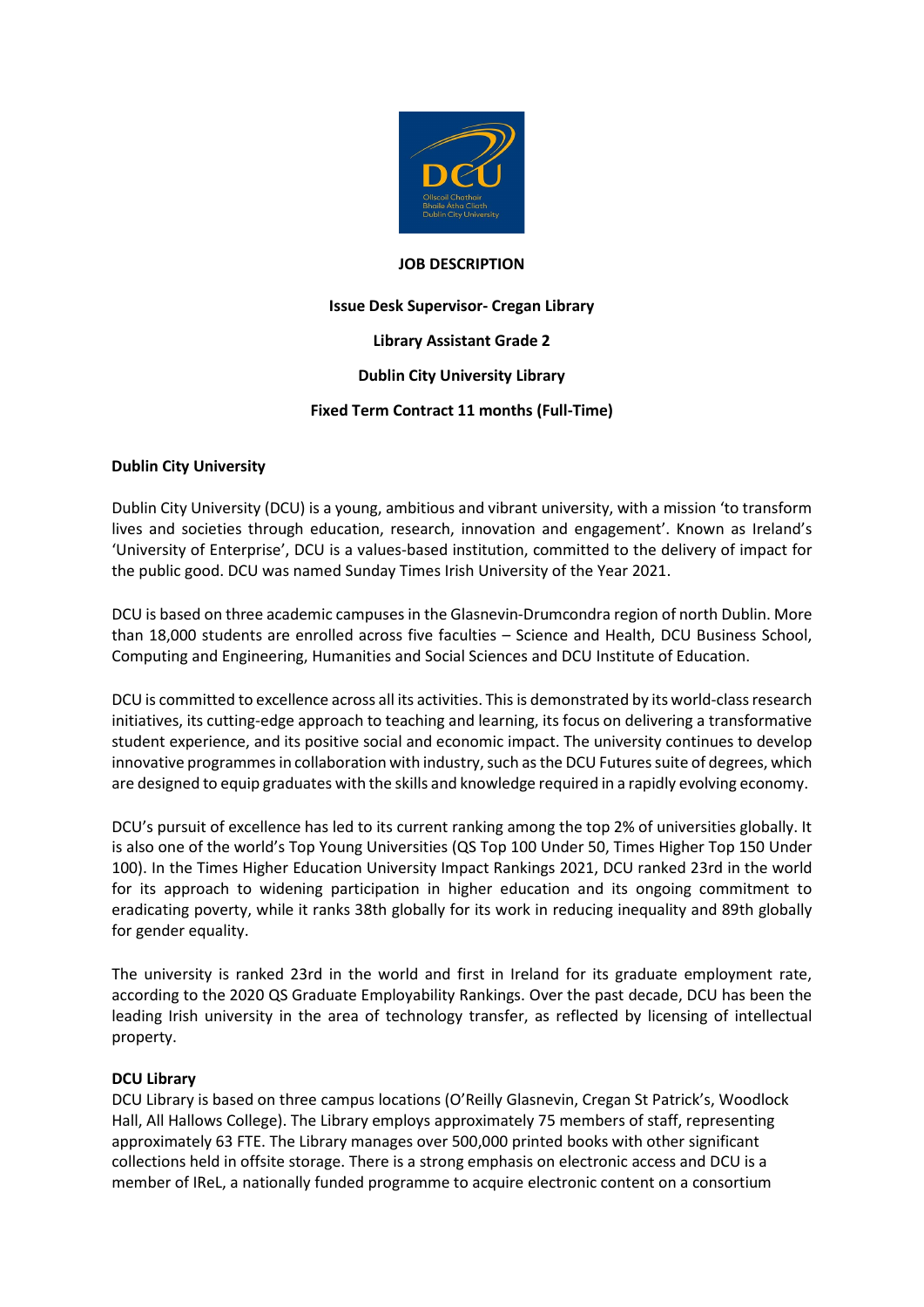# JOB DESCRIPTION

## Issue Desk Supervisor- Cregan Library

## Library Assistant Grade 2

## Dublin City University Library

## Fixed Term Contract 11 months (Full-Time)

### Dublin City University

Dublin City University (DCU) is a young, ambitious and vibrant university, with a mission 'to transform lives and societies through education, research, innovation and engagement'. Known as Ireland's 'University of Enterprise', DCU is a values-based institution, committed to the delivery of impact for the public good. DCU was named Sunday Times Irish University of the Year 2021.

DCU is based on three academic campuses in the Glasnevin-Drumcondra region of north Dublin. More than 18,000 students are enrolled across five faculties – Science and Health, DCU Business School, Computing and Engineering, Humanities and Social Sciences and DCU Institute of Education.

DCU is committed to excellence across all its activities. This is demonstrated by its world-class research initiatives, its cutting-edge approach to teaching and learning, its focus on delivering a transformative student experience, and its positive social and economic impact. The university continues to develop innovative programmes in collaboration with industry, such as the DCU Futures suite of degrees, which are designed to equip graduates with the skills and knowledge required in a rapidly evolving economy.

DCU's pursuit of excellence has led to its current ranking among the top 2% of universities globally. It is also one of the world's Top Young Universities (QS Top 100 Under 50, Times Higher Top 150 Under 100). In the Times Higher Education University Impact Rankings 2021, DCU ranked 23rd in the world for its approach to widening participation in higher education and its ongoing commitment to eradicating poverty, while it ranks 38th globally for its work in reducing inequality and 89th globally for gender equality.

The university is ranked 23rd in the world and first in Ireland for its graduate employment rate, according to the 2020 QS Graduate Employability Rankings. Over the past decade, DCU has been the leading Irish university in the area of technology transfer, as reflected by licensing of intellectual property.

### DCU Library

DCU Library is based on three campus locations (O'Reilly Glasnevin, Cregan St Patrick's, Woodlock Hall, All Hallows College). The Library employs approximately 75 members of staff, representing approximately 63 FTE. The Library manages over 500,000 printed books with other significant collections held in offsite storage. There is a strong emphasis on electronic access and DCU is a member of IReL, a nationally funded programme to acquire electronic content on a consortium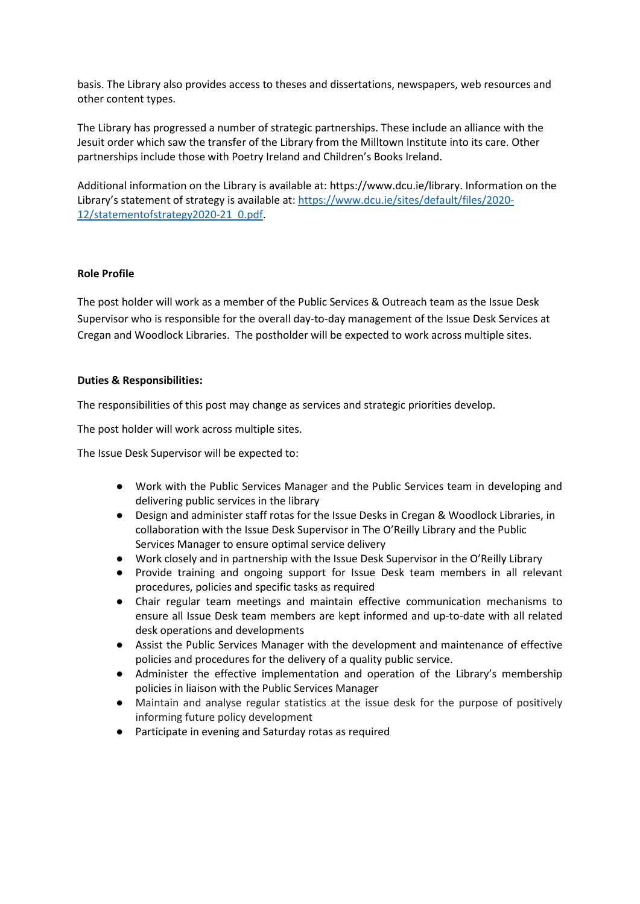basis. The Library also provides access to theses and dissertations, newspapers, web resources and other content types.

The Library has progressed a number of strategic partnerships. These include an alliance with the Jesuit order which saw the transfer of the Library from the Milltown Institute into its care. Other partnerships include those with Poetry Ireland and Children's Books Ireland.

Additional information on the Library is available at: https://www.dcu.ie/library. Information on the Library's statement of strategy is available at: [https://www.dcu.ie/sites/default/files/2020-12/statementofstrategy2020-21_0.pdf](https://www.dcu.ie/sites/default/files/2020-12/statementofstrategy2020-21_0.pdf).

**Role Profile**

The post holder will work as a member of the Public Services & Outreach team as the Issue Desk Supervisor who is responsible for the overall day-to-day management of the Issue Desk Services at Cregan and Woodlock Libraries. The postholder will be expected to work across multiple sites.

**Duties & Responsibilities:**

The responsibilities of this post may change as services and strategic priorities develop.

The post holder will work across multiple sites.

The Issue Desk Supervisor will be expected to:

- Work with the Public Services Manager and the Public Services team in developing and delivering public services in the library
- Design and administer staff rotas for the Issue Desks in Cregan & Woodlock Libraries, in collaboration with the Issue Desk Supervisor in The O'Reilly Library and the Public Services Manager to ensure optimal service delivery
- Work closely and in partnership with the Issue Desk Supervisor in the O'Reilly Library
- Provide training and ongoing support for Issue Desk team members in all relevant procedures, policies and specific tasks as required
- Chair regular team meetings and maintain effective communication mechanisms to ensure all Issue Desk team members are kept informed and up-to-date with all related desk operations and developments
- Assist the Public Services Manager with the development and maintenance of effective policies and procedures for the delivery of a quality public service.
- Administer the effective implementation and operation of the Library's membership policies in liaison with the Public Services Manager
- Maintain and analyse regular statistics at the issue desk for the purpose of positively informing future policy development
- Participate in evening and Saturday rotas as required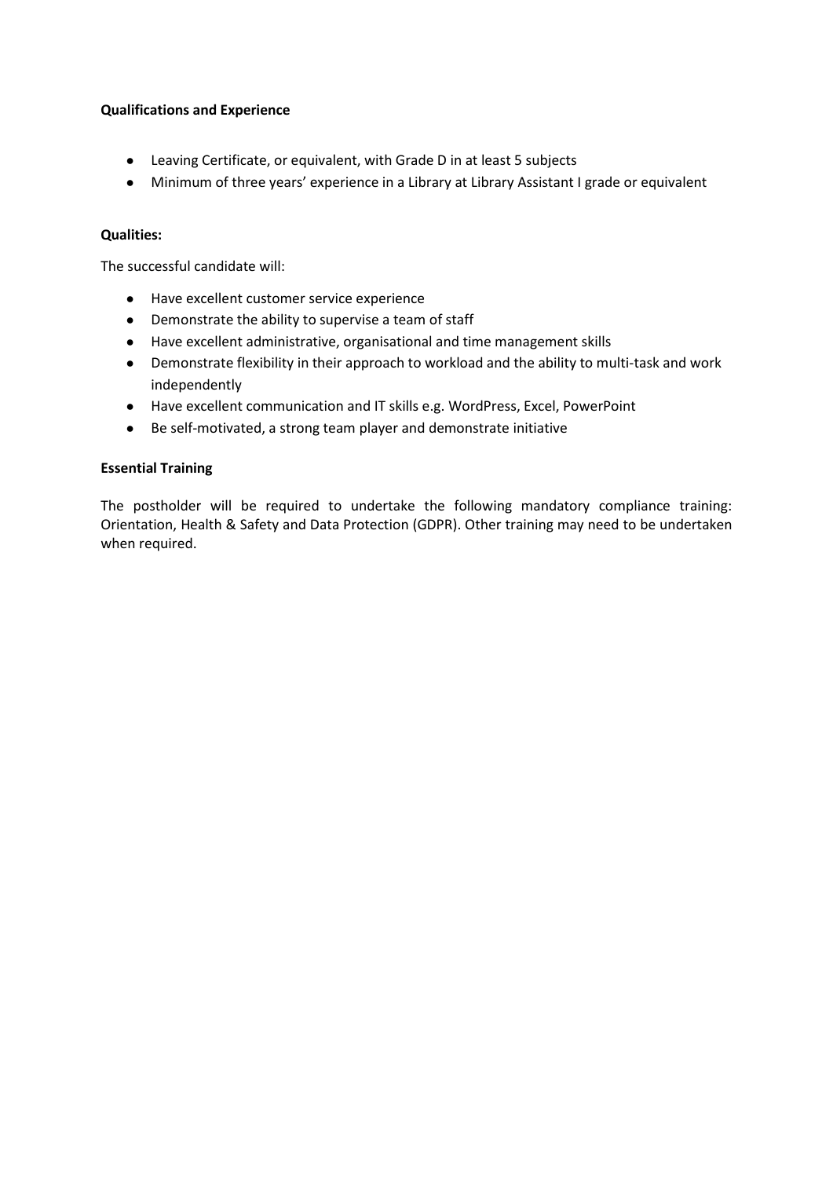**Qualifications and Experience**

- Leaving Certificate, or equivalent, with Grade D in at least 5 subjects
- Minimum of three years' experience in a Library at Library Assistant I grade or equivalent

**Qualities:**

The successful candidate will:

- Have excellent customer service experience
- Demonstrate the ability to supervise a team of staff
- Have excellent administrative, organisational and time management skills
- Demonstrate flexibility in their approach to workload and the ability to multi-task and work independently
- Have excellent communication and IT skills e.g. WordPress, Excel, PowerPoint
- Be self-motivated, a strong team player and demonstrate initiative

**Essential Training**

The postholder will be required to undertake the following mandatory compliance training: Orientation, Health & Safety and Data Protection (GDPR). Other training may need to be undertaken when required.